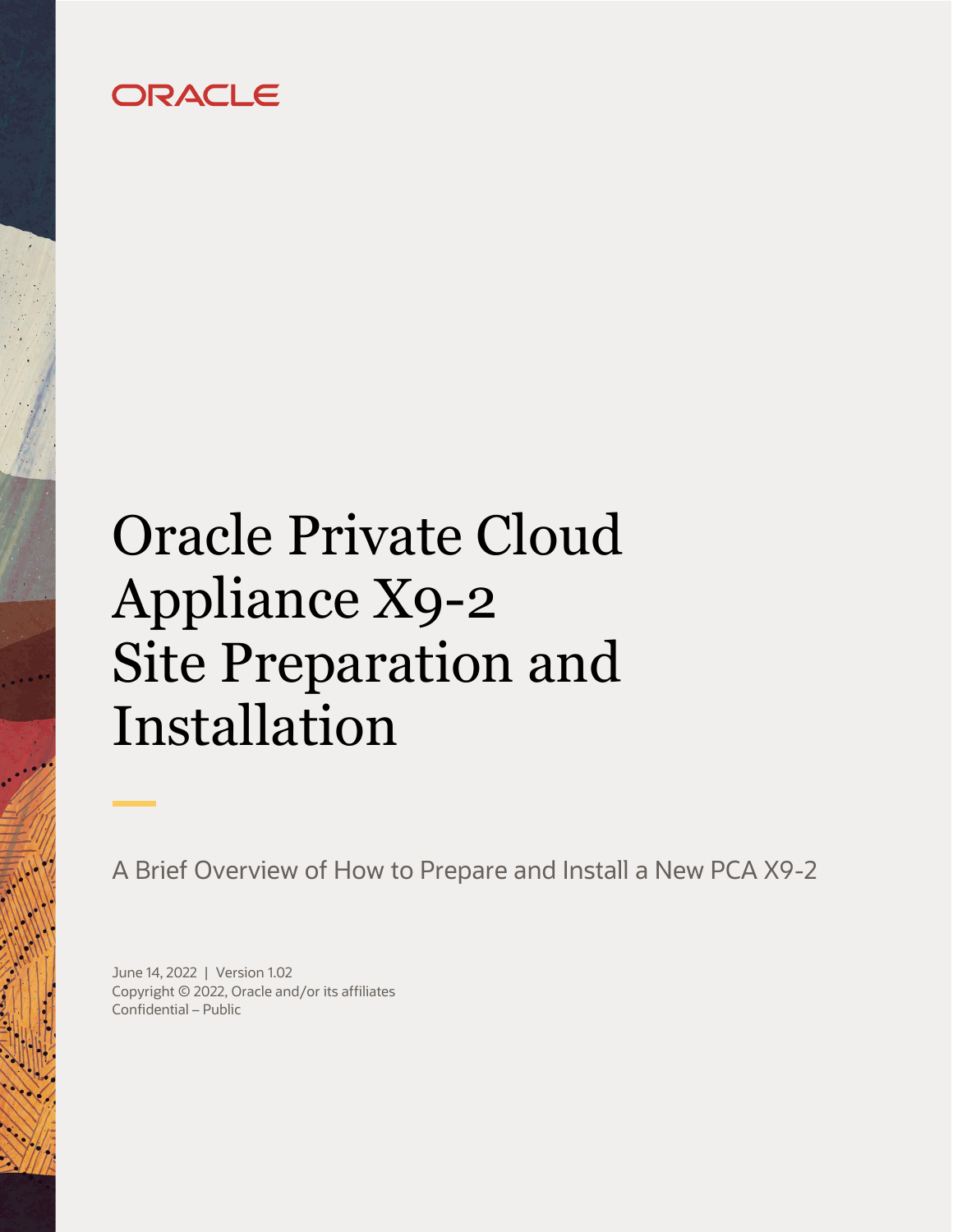ORACLE

# Oracle Private Cloud Appliance X9-2 Site Preparation and Installation

A Brief Overview of How to Prepare and Install a New PCA X9-2

June 14, 2022 | Version 1.02
Copyright © 2022, Oracle and/or its affiliates
Confidential – Public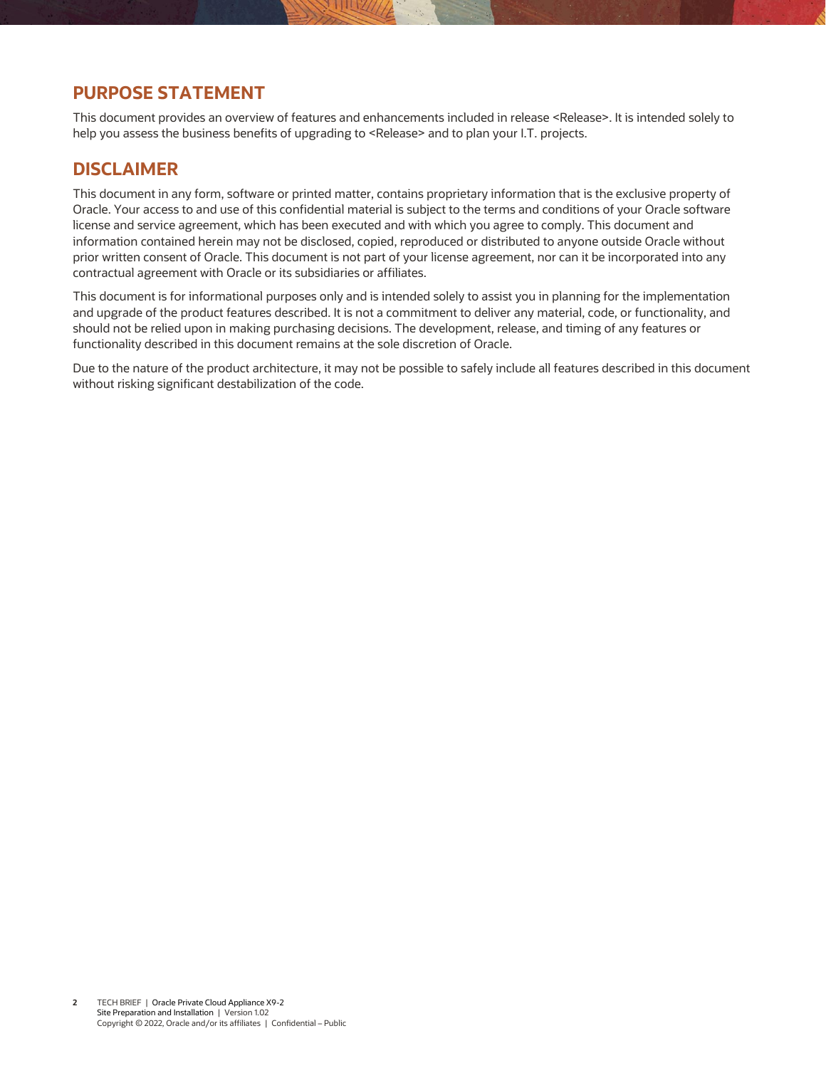## PURPOSE STATEMENT

This document provides an overview of features and enhancements included in release <Release>. It is intended solely to help you assess the business benefits of upgrading to <Release> and to plan your I.T. projects.

## DISCLAIMER

This document in any form, software or printed matter, contains proprietary information that is the exclusive property of Oracle. Your access to and use of this confidential material is subject to the terms and conditions of your Oracle software license and service agreement, which has been executed and with which you agree to comply. This document and information contained herein may not be disclosed, copied, reproduced or distributed to anyone outside Oracle without prior written consent of Oracle. This document is not part of your license agreement, nor can it be incorporated into any contractual agreement with Oracle or its subsidiaries or affiliates.

This document is for informational purposes only and is intended solely to assist you in planning for the implementation and upgrade of the product features described. It is not a commitment to deliver any material, code, or functionality, and should not be relied upon in making purchasing decisions. The development, release, and timing of any features or functionality described in this document remains at the sole discretion of Oracle.

Due to the nature of the product architecture, it may not be possible to safely include all features described in this document without risking significant destabilization of the code.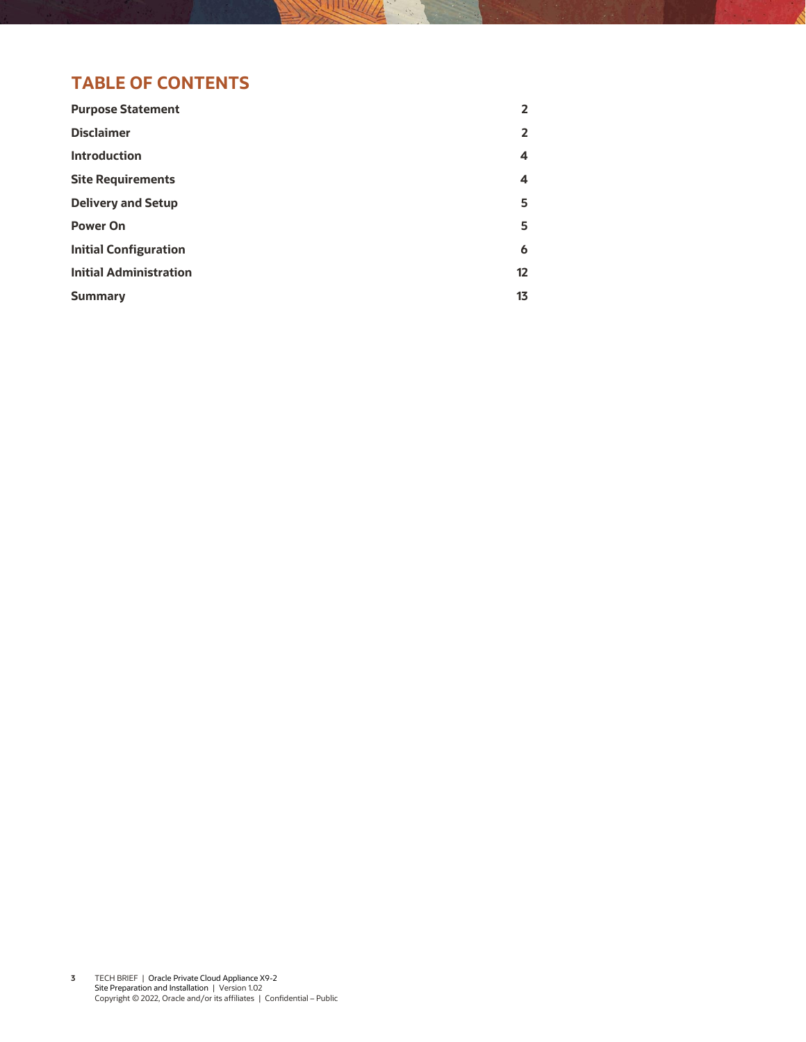## TABLE OF CONTENTS

| | |
|---|---|
| **Purpose Statement** | **2** |
| **Disclaimer** | **2** |
| **Introduction** | **4** |
| **Site Requirements** | **4** |
| **Delivery and Setup** | **5** |
| **Power On** | **5** |
| **Initial Configuration** | **6** |
| **Initial Administration** | **12** |
| **Summary** | **13** |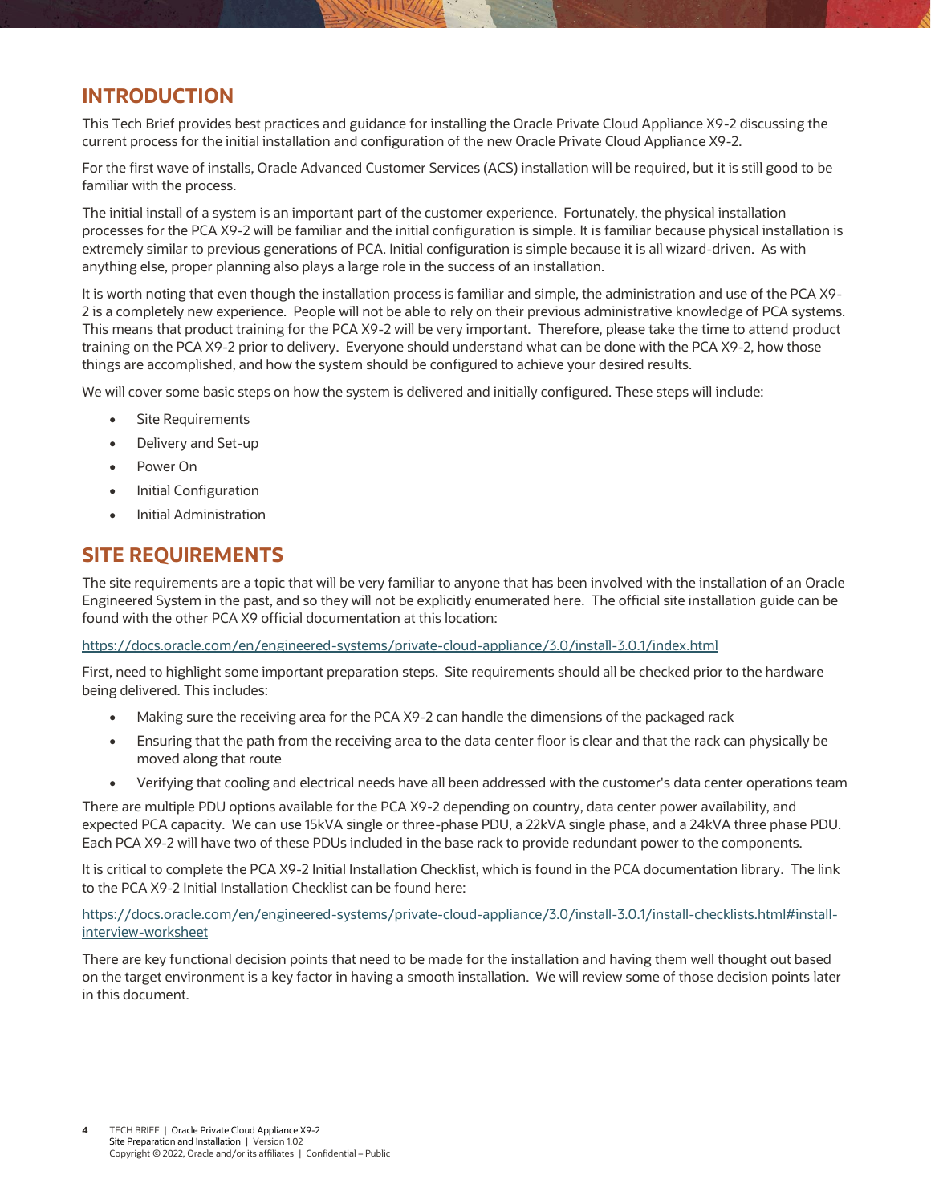## INTRODUCTION

This Tech Brief provides best practices and guidance for installing the Oracle Private Cloud Appliance X9-2 discussing the current process for the initial installation and configuration of the new Oracle Private Cloud Appliance X9-2.

For the first wave of installs, Oracle Advanced Customer Services (ACS) installation will be required, but it is still good to be familiar with the process.

The initial install of a system is an important part of the customer experience. Fortunately, the physical installation processes for the PCA X9-2 will be familiar and the initial configuration is simple. It is familiar because physical installation is extremely similar to previous generations of PCA. Initial configuration is simple because it is all wizard-driven. As with anything else, proper planning also plays a large role in the success of an installation.

It is worth noting that even though the installation process is familiar and simple, the administration and use of the PCA X9-2 is a completely new experience. People will not be able to rely on their previous administrative knowledge of PCA systems. This means that product training for the PCA X9-2 will be very important. Therefore, please take the time to attend product training on the PCA X9-2 prior to delivery. Everyone should understand what can be done with the PCA X9-2, how those things are accomplished, and how the system should be configured to achieve your desired results.

We will cover some basic steps on how the system is delivered and initially configured. These steps will include:

- Site Requirements
- Delivery and Set-up
- Power On
- Initial Configuration
- Initial Administration

## SITE REQUIREMENTS

The site requirements are a topic that will be very familiar to anyone that has been involved with the installation of an Oracle Engineered System in the past, and so they will not be explicitly enumerated here. The official site installation guide can be found with the other PCA X9 official documentation at this location:

https://docs.oracle.com/en/engineered-systems/private-cloud-appliance/3.0/install-3.0.1/index.html

First, need to highlight some important preparation steps. Site requirements should all be checked prior to the hardware being delivered. This includes:

- Making sure the receiving area for the PCA X9-2 can handle the dimensions of the packaged rack
- Ensuring that the path from the receiving area to the data center floor is clear and that the rack can physically be moved along that route
- Verifying that cooling and electrical needs have all been addressed with the customer's data center operations team

There are multiple PDU options available for the PCA X9-2 depending on country, data center power availability, and expected PCA capacity. We can use 15kVA single or three-phase PDU, a 22kVA single phase, and a 24kVA three phase PDU. Each PCA X9-2 will have two of these PDUs included in the base rack to provide redundant power to the components.

It is critical to complete the PCA X9-2 Initial Installation Checklist, which is found in the PCA documentation library. The link to the PCA X9-2 Initial Installation Checklist can be found here:

https://docs.oracle.com/en/engineered-systems/private-cloud-appliance/3.0/install-3.0.1/install-checklists.html#install-interview-worksheet

There are key functional decision points that need to be made for the installation and having them well thought out based on the target environment is a key factor in having a smooth installation. We will review some of those decision points later in this document.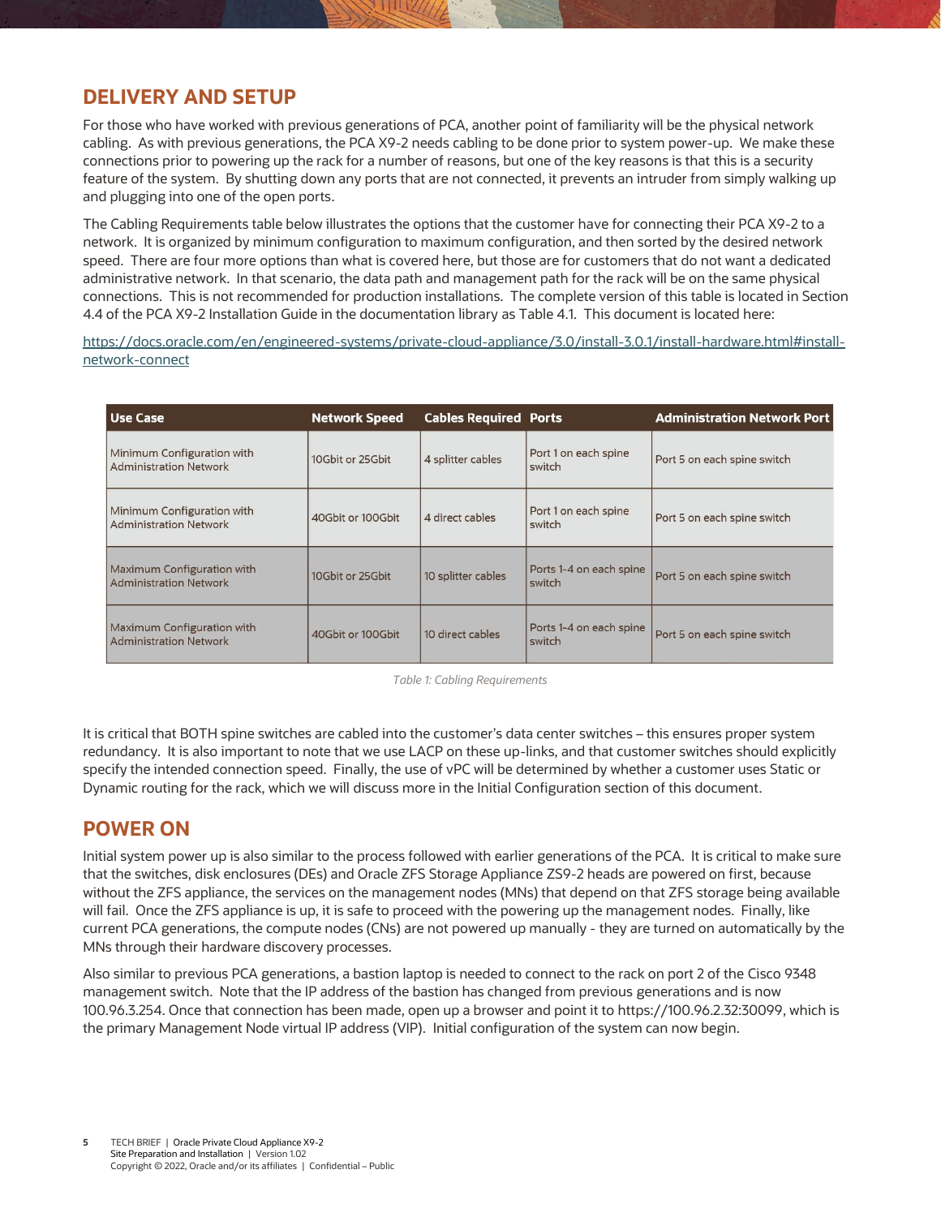## DELIVERY AND SETUP

For those who have worked with previous generations of PCA, another point of familiarity will be the physical network cabling. As with previous generations, the PCA X9-2 needs cabling to be done prior to system power-up. We make these connections prior to powering up the rack for a number of reasons, but one of the key reasons is that this is a security feature of the system. By shutting down any ports that are not connected, it prevents an intruder from simply walking up and plugging into one of the open ports.

The Cabling Requirements table below illustrates the options that the customer have for connecting their PCA X9-2 to a network. It is organized by minimum configuration to maximum configuration, and then sorted by the desired network speed. There are four more options than what is covered here, but those are for customers that do not want a dedicated administrative network. In that scenario, the data path and management path for the rack will be on the same physical connections. This is not recommended for production installations. The complete version of this table is located in Section 4.4 of the PCA X9-2 Installation Guide in the documentation library as Table 4.1. This document is located here:

[https://docs.oracle.com/en/engineered-systems/private-cloud-appliance/3.0/install-3.0.1/install-hardware.html#install-network-connect](https://docs.oracle.com/en/engineered-systems/private-cloud-appliance/3.0/install-3.0.1/install-hardware.html#install-network-connect)

| Use Case | Network Speed | Cables Required | Ports | Administration Network Port |
|---|---|---|---|---|
| Minimum Configuration with Administration Network | 10Gbit or 25Gbit | 4 splitter cables | Port 1 on each spine switch | Port 5 on each spine switch |
| Minimum Configuration with Administration Network | 40Gbit or 100Gbit | 4 direct cables | Port 1 on each spine switch | Port 5 on each spine switch |
| Maximum Configuration with Administration Network | 10Gbit or 25Gbit | 10 splitter cables | Ports 1-4 on each spine switch | Port 5 on each spine switch |
| Maximum Configuration with Administration Network | 40Gbit or 100Gbit | 10 direct cables | Ports 1-4 on each spine switch | Port 5 on each spine switch |

*Table 1: Cabling Requirements*

It is critical that BOTH spine switches are cabled into the customer's data center switches – this ensures proper system redundancy. It is also important to note that we use LACP on these up-links, and that customer switches should explicitly specify the intended connection speed. Finally, the use of vPC will be determined by whether a customer uses Static or Dynamic routing for the rack, which we will discuss more in the Initial Configuration section of this document.

## POWER ON

Initial system power up is also similar to the process followed with earlier generations of the PCA. It is critical to make sure that the switches, disk enclosures (DEs) and Oracle ZFS Storage Appliance ZS9-2 heads are powered on first, because without the ZFS appliance, the services on the management nodes (MNs) that depend on that ZFS storage being available will fail. Once the ZFS appliance is up, it is safe to proceed with the powering up the management nodes. Finally, like current PCA generations, the compute nodes (CNs) are not powered up manually - they are turned on automatically by the MNs through their hardware discovery processes.

Also similar to previous PCA generations, a bastion laptop is needed to connect to the rack on port 2 of the Cisco 9348 management switch. Note that the IP address of the bastion has changed from previous generations and is now 100.96.3.254. Once that connection has been made, open up a browser and point it to https://100.96.2.32:30099, which is the primary Management Node virtual IP address (VIP). Initial configuration of the system can now begin.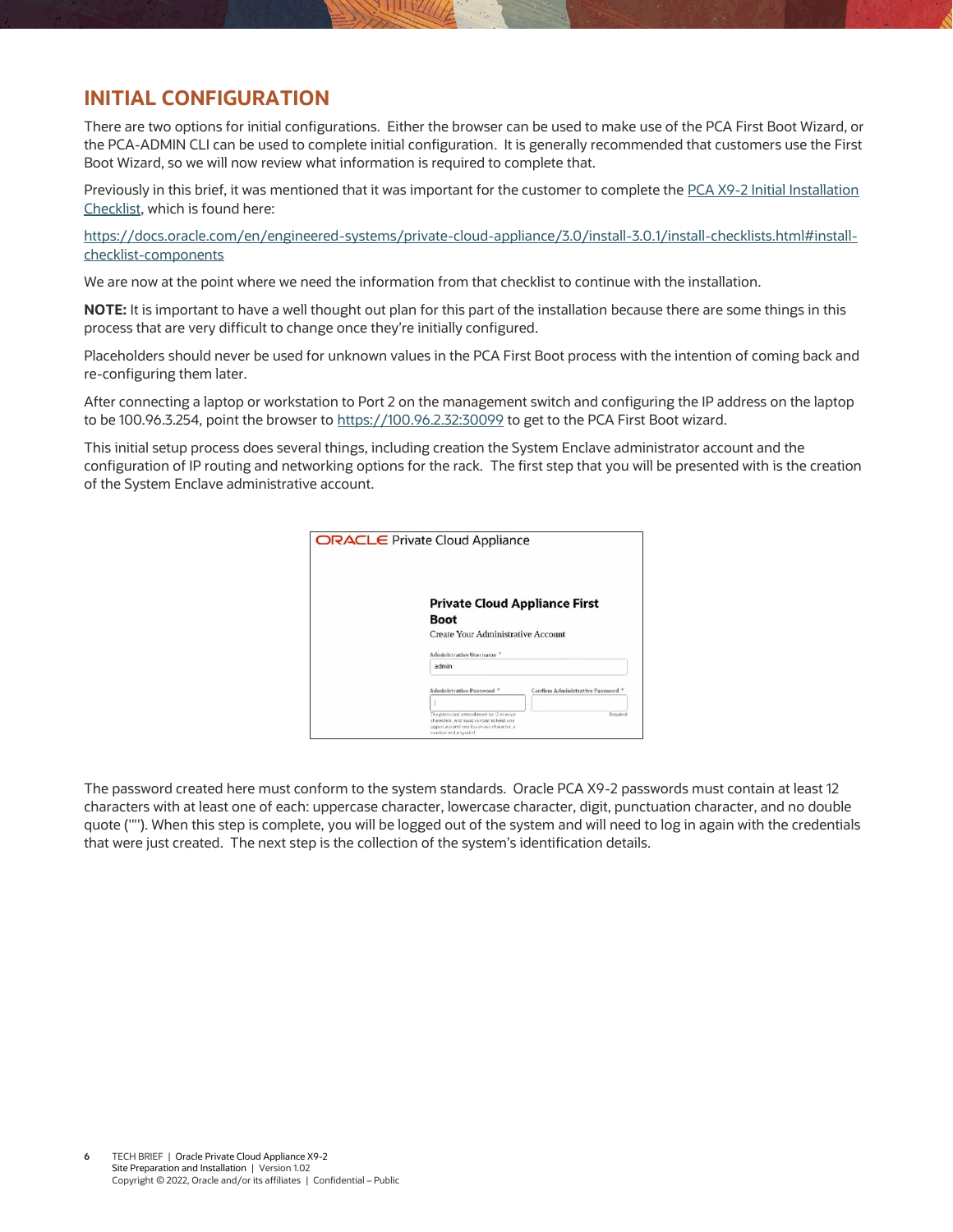## INITIAL CONFIGURATION

There are two options for initial configurations. Either the browser can be used to make use of the PCA First Boot Wizard, or the PCA-ADMIN CLI can be used to complete initial configuration. It is generally recommended that customers use the First Boot Wizard, so we will now review what information is required to complete that.

Previously in this brief, it was mentioned that it was important for the customer to complete the [PCA X9-2 Initial Installation Checklist](https://docs.oracle.com/en/engineered-systems/private-cloud-appliance/3.0/install-3.0.1/install-checklists.html#install-checklist-components), which is found here:

[https://docs.oracle.com/en/engineered-systems/private-cloud-appliance/3.0/install-3.0.1/install-checklists.html#install-checklist-components](https://docs.oracle.com/en/engineered-systems/private-cloud-appliance/3.0/install-3.0.1/install-checklists.html#install-checklist-components)

We are now at the point where we need the information from that checklist to continue with the installation.

**NOTE:** It is important to have a well thought out plan for this part of the installation because there are some things in this process that are very difficult to change once they're initially configured.

Placeholders should never be used for unknown values in the PCA First Boot process with the intention of coming back and re-configuring them later.

After connecting a laptop or workstation to Port 2 on the management switch and configuring the IP address on the laptop to be 100.96.3.254, point the browser to [https://100.96.2.32:30099](https://100.96.2.32:30099) to get to the PCA First Boot wizard.

This initial setup process does several things, including creation the System Enclave administrator account and the configuration of IP routing and networking options for the rack. The first step that you will be presented with is the creation of the System Enclave administrative account.

The password created here must conform to the system standards. Oracle PCA X9-2 passwords must contain at least 12 characters with at least one of each: uppercase character, lowercase character, digit, punctuation character, and no double quote (""). When this step is complete, you will be logged out of the system and will need to log in again with the credentials that were just created. The next step is the collection of the system's identification details.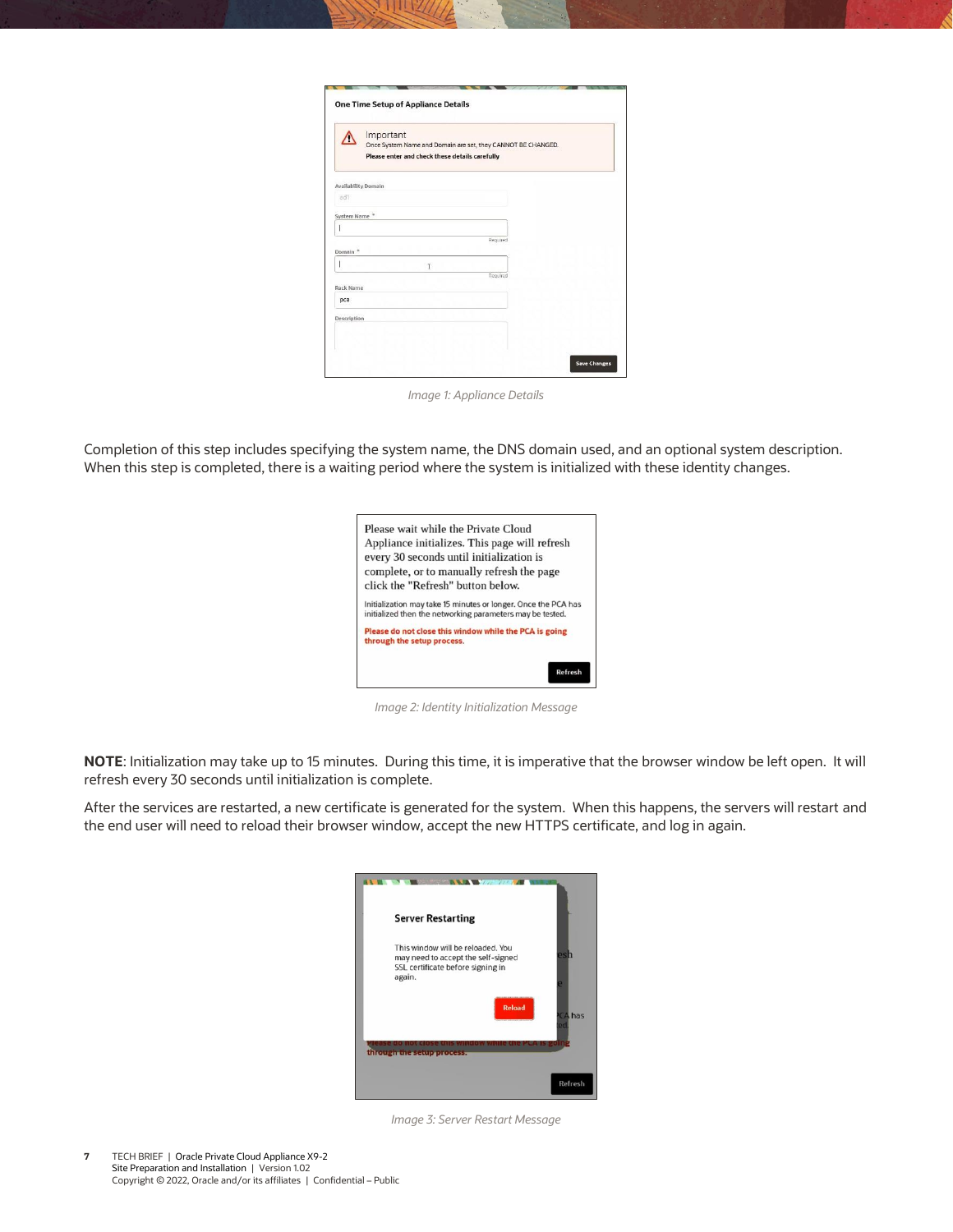Image 1: Appliance Details

Completion of this step includes specifying the system name, the DNS domain used, and an optional system description. When this step is completed, there is a waiting period where the system is initialized with these identity changes.

Image 2: Identity Initialization Message

**NOTE**: Initialization may take up to 15 minutes. During this time, it is imperative that the browser window be left open. It will refresh every 30 seconds until initialization is complete.

After the services are restarted, a new certificate is generated for the system. When this happens, the servers will restart and the end user will need to reload their browser window, accept the new HTTPS certificate, and log in again.

Image 3: Server Restart Message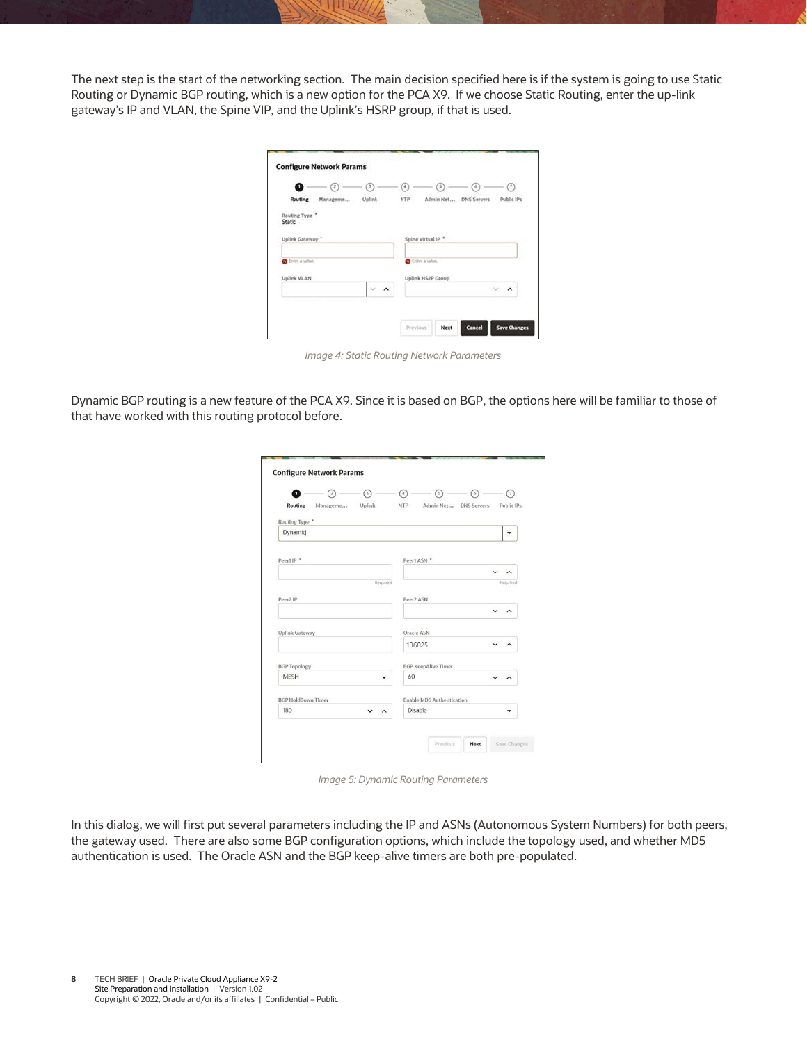The next step is the start of the networking section. The main decision specified here is if the system is going to use Static Routing or Dynamic BGP routing, which is a new option for the PCA X9. If we choose Static Routing, enter the up-link gateway's IP and VLAN, the Spine VIP, and the Uplink's HSRP group, if that is used.

*Image 4: Static Routing Network Parameters*

Dynamic BGP routing is a new feature of the PCA X9. Since it is based on BGP, the options here will be familiar to those of that have worked with this routing protocol before.

*Image 5: Dynamic Routing Parameters*

In this dialog, we will first put several parameters including the IP and ASNs (Autonomous System Numbers) for both peers, the gateway used. There are also some BGP configuration options, which include the topology used, and whether MD5 authentication is used. The Oracle ASN and the BGP keep-alive timers are both pre-populated.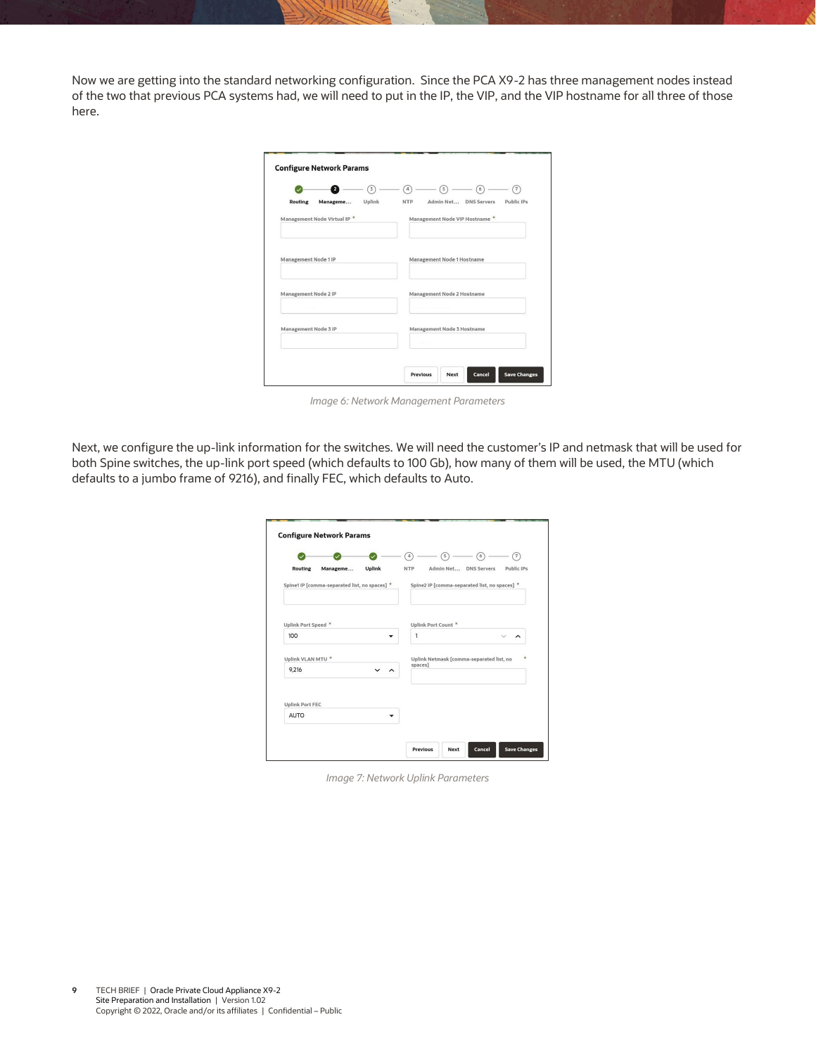Now we are getting into the standard networking configuration. Since the PCA X9-2 has three management nodes instead of the two that previous PCA systems had, we will need to put in the IP, the VIP, and the VIP hostname for all three of those here.

Image 6: Network Management Parameters

Next, we configure the up-link information for the switches. We will need the customer's IP and netmask that will be used for both Spine switches, the up-link port speed (which defaults to 100 Gb), how many of them will be used, the MTU (which defaults to a jumbo frame of 9216), and finally FEC, which defaults to Auto.

Image 7: Network Uplink Parameters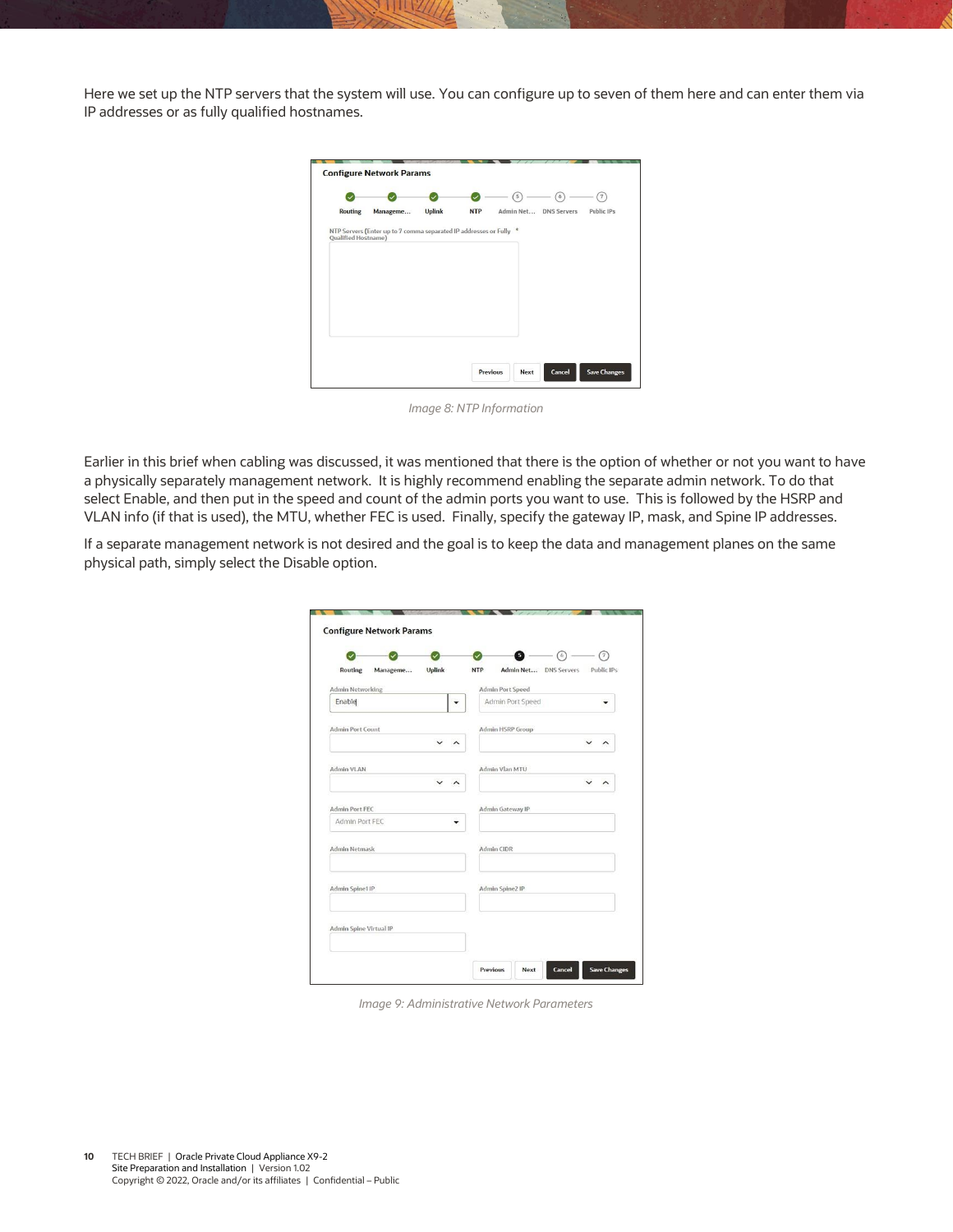Here we set up the NTP servers that the system will use. You can configure up to seven of them here and can enter them via IP addresses or as fully qualified hostnames.

*Image 8: NTP Information*

Earlier in this brief when cabling was discussed, it was mentioned that there is the option of whether or not you want to have a physically separately management network. It is highly recommend enabling the separate admin network. To do that select Enable, and then put in the speed and count of the admin ports you want to use. This is followed by the HSRP and VLAN info (if that is used), the MTU, whether FEC is used. Finally, specify the gateway IP, mask, and Spine IP addresses.

If a separate management network is not desired and the goal is to keep the data and management planes on the same physical path, simply select the Disable option.

*Image 9: Administrative Network Parameters*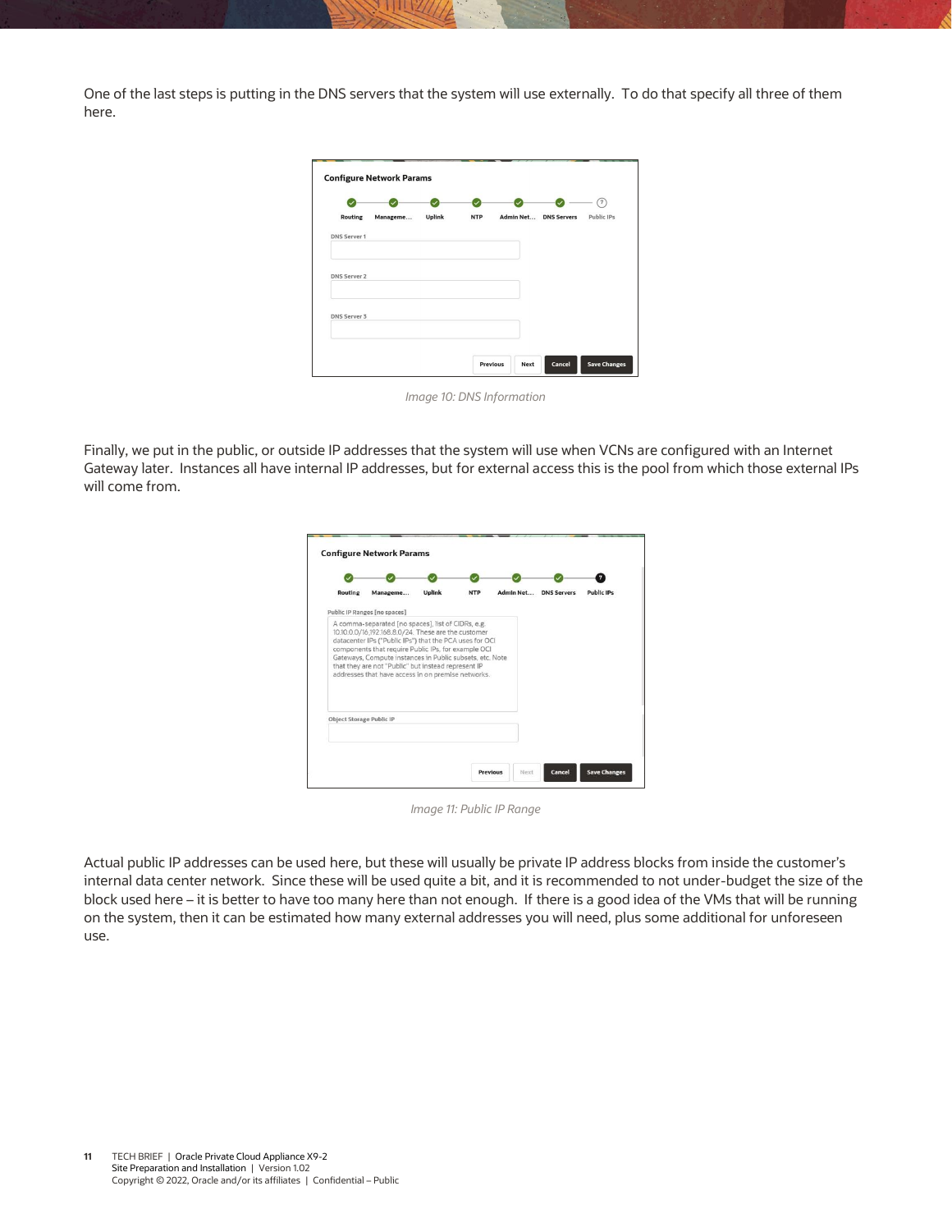One of the last steps is putting in the DNS servers that the system will use externally. To do that specify all three of them here.

*Image 10: DNS Information*

Finally, we put in the public, or outside IP addresses that the system will use when VCNs are configured with an Internet Gateway later. Instances all have internal IP addresses, but for external access this is the pool from which those external IPs will come from.

*Image 11: Public IP Range*

Actual public IP addresses can be used here, but these will usually be private IP address blocks from inside the customer's internal data center network. Since these will be used quite a bit, and it is recommended to not under-budget the size of the block used here – it is better to have too many here than not enough. If there is a good idea of the VMs that will be running on the system, then it can be estimated how many external addresses you will need, plus some additional for unforeseen use.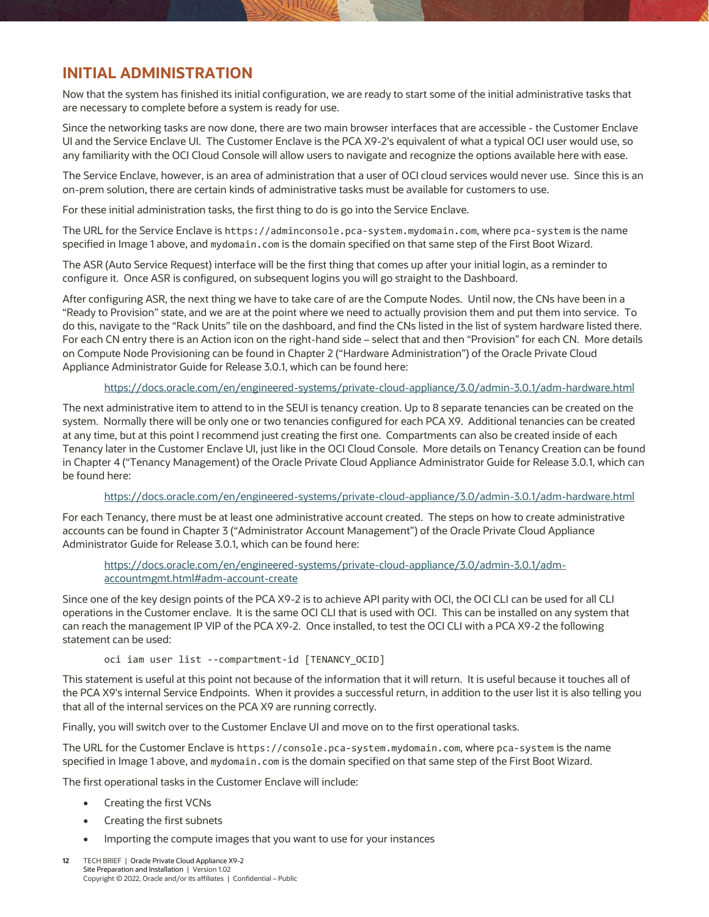## INITIAL ADMINISTRATION

Now that the system has finished its initial configuration, we are ready to start some of the initial administrative tasks that are necessary to complete before a system is ready for use.

Since the networking tasks are now done, there are two main browser interfaces that are accessible - the Customer Enclave UI and the Service Enclave UI. The Customer Enclave is the PCA X9-2's equivalent of what a typical OCI user would use, so any familiarity with the OCI Cloud Console will allow users to navigate and recognize the options available here with ease.

The Service Enclave, however, is an area of administration that a user of OCI cloud services would never use. Since this is an on-prem solution, there are certain kinds of administrative tasks must be available for customers to use.

For these initial administration tasks, the first thing to do is go into the Service Enclave.

The URL for the Service Enclave is `https://adminconsole.pca-system.mydomain.com`, where `pca-system` is the name specified in Image 1 above, and `mydomain.com` is the domain specified on that same step of the First Boot Wizard.

The ASR (Auto Service Request) interface will be the first thing that comes up after your initial login, as a reminder to configure it. Once ASR is configured, on subsequent logins you will go straight to the Dashboard.

After configuring ASR, the next thing we have to take care of are the Compute Nodes. Until now, the CNs have been in a "Ready to Provision" state, and we are at the point where we need to actually provision them and put them into service. To do this, navigate to the "Rack Units" tile on the dashboard, and find the CNs listed in the list of system hardware listed there. For each CN entry there is an Action icon on the right-hand side – select that and then "Provision" for each CN. More details on Compute Node Provisioning can be found in Chapter 2 ("Hardware Administration") of the Oracle Private Cloud Appliance Administrator Guide for Release 3.0.1, which can be found here:

> https://docs.oracle.com/en/engineered-systems/private-cloud-appliance/3.0/admin-3.0.1/adm-hardware.html

The next administrative item to attend to in the SEUI is tenancy creation. Up to 8 separate tenancies can be created on the system. Normally there will be only one or two tenancies configured for each PCA X9. Additional tenancies can be created at any time, but at this point I recommend just creating the first one. Compartments can also be created inside of each Tenancy later in the Customer Enclave UI, just like in the OCI Cloud Console. More details on Tenancy Creation can be found in Chapter 4 ("Tenancy Management) of the Oracle Private Cloud Appliance Administrator Guide for Release 3.0.1, which can be found here:

> https://docs.oracle.com/en/engineered-systems/private-cloud-appliance/3.0/admin-3.0.1/adm-hardware.html

For each Tenancy, there must be at least one administrative account created. The steps on how to create administrative accounts can be found in Chapter 3 ("Administrator Account Management") of the Oracle Private Cloud Appliance Administrator Guide for Release 3.0.1, which can be found here:

> https://docs.oracle.com/en/engineered-systems/private-cloud-appliance/3.0/admin-3.0.1/adm-accountmgmt.html#adm-account-create

Since one of the key design points of the PCA X9-2 is to achieve API parity with OCI, the OCI CLI can be used for all CLI operations in the Customer enclave. It is the same OCI CLI that is used with OCI. This can be installed on any system that can reach the management IP VIP of the PCA X9-2. Once installed, to test the OCI CLI with a PCA X9-2 the following statement can be used:

```
oci iam user list --compartment-id [TENANCY_OCID]
```

This statement is useful at this point not because of the information that it will return. It is useful because it touches all of the PCA X9's internal Service Endpoints. When it provides a successful return, in addition to the user list it is also telling you that all of the internal services on the PCA X9 are running correctly.

Finally, you will switch over to the Customer Enclave UI and move on to the first operational tasks.

The URL for the Customer Enclave is `https://console.pca-system.mydomain.com`, where `pca-system` is the name specified in Image 1 above, and `mydomain.com` is the domain specified on that same step of the First Boot Wizard.

The first operational tasks in the Customer Enclave will include:

- Creating the first VCNs
- Creating the first subnets
- Importing the compute images that you want to use for your instances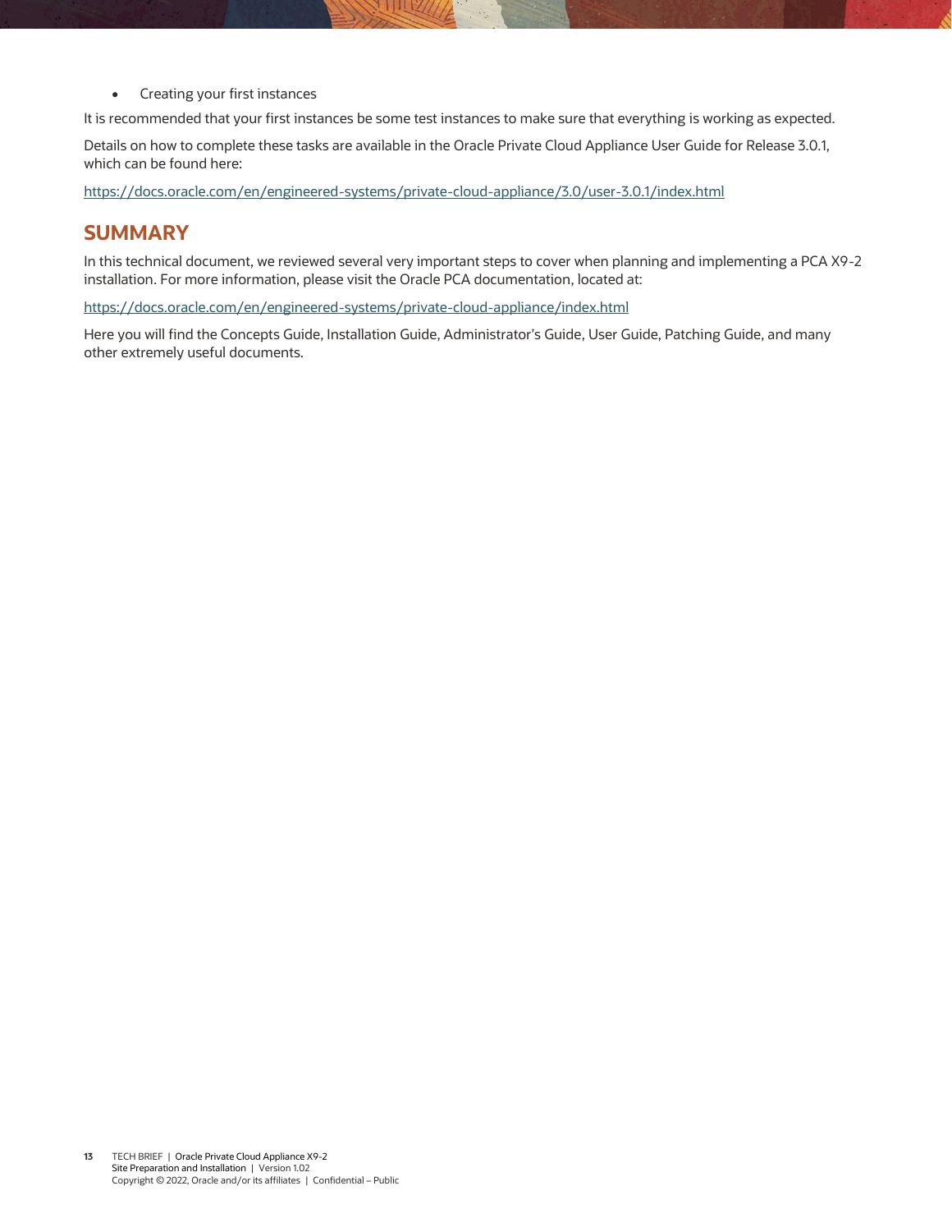- Creating your first instances

It is recommended that your first instances be some test instances to make sure that everything is working as expected.

Details on how to complete these tasks are available in the Oracle Private Cloud Appliance User Guide for Release 3.0.1, which can be found here:

https://docs.oracle.com/en/engineered-systems/private-cloud-appliance/3.0/user-3.0.1/index.html

## SUMMARY

In this technical document, we reviewed several very important steps to cover when planning and implementing a PCA X9-2 installation. For more information, please visit the Oracle PCA documentation, located at:

https://docs.oracle.com/en/engineered-systems/private-cloud-appliance/index.html

Here you will find the Concepts Guide, Installation Guide, Administrator's Guide, User Guide, Patching Guide, and many other extremely useful documents.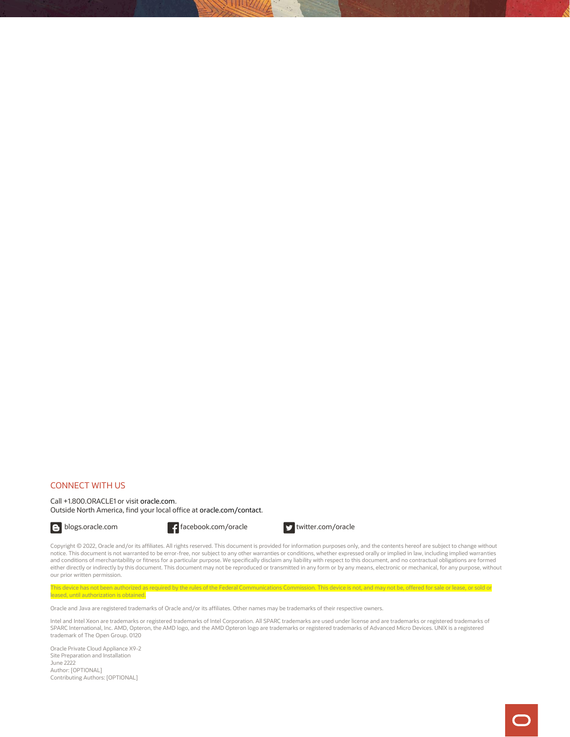## CONNECT WITH US

Call +1.800.ORACLE1 or visit oracle.com.
Outside North America, find your local office at oracle.com/contact.

blogs.oracle.com | facebook.com/oracle | twitter.com/oracle

Copyright © 2022, Oracle and/or its affiliates. All rights reserved. This document is provided for information purposes only, and the contents hereof are subject to change without notice. This document is not warranted to be error-free, nor subject to any other warranties or conditions, whether expressed orally or implied in law, including implied warranties and conditions of merchantability or fitness for a particular purpose. We specifically disclaim any liability with respect to this document, and no contractual obligations are formed either directly or indirectly by this document. This document may not be reproduced or transmitted in any form or by any means, electronic or mechanical, for any purpose, without our prior written permission.

This device has not been authorized as required by the rules of the Federal Communications Commission. This device is not, and may not be, offered for sale or lease, or sold or leased, until authorization is obtained.

Oracle and Java are registered trademarks of Oracle and/or its affiliates. Other names may be trademarks of their respective owners.

Intel and Intel Xeon are trademarks or registered trademarks of Intel Corporation. All SPARC trademarks are used under license and are trademarks or registered trademarks of SPARC International, Inc. AMD, Opteron, the AMD logo, and the AMD Opteron logo are trademarks or registered trademarks of Advanced Micro Devices. UNIX is a registered trademark of The Open Group. 0120

Oracle Private Cloud Appliance X9-2
Site Preparation and Installation
June 2222
Author: [OPTIONAL]
Contributing Authors: [OPTIONAL]